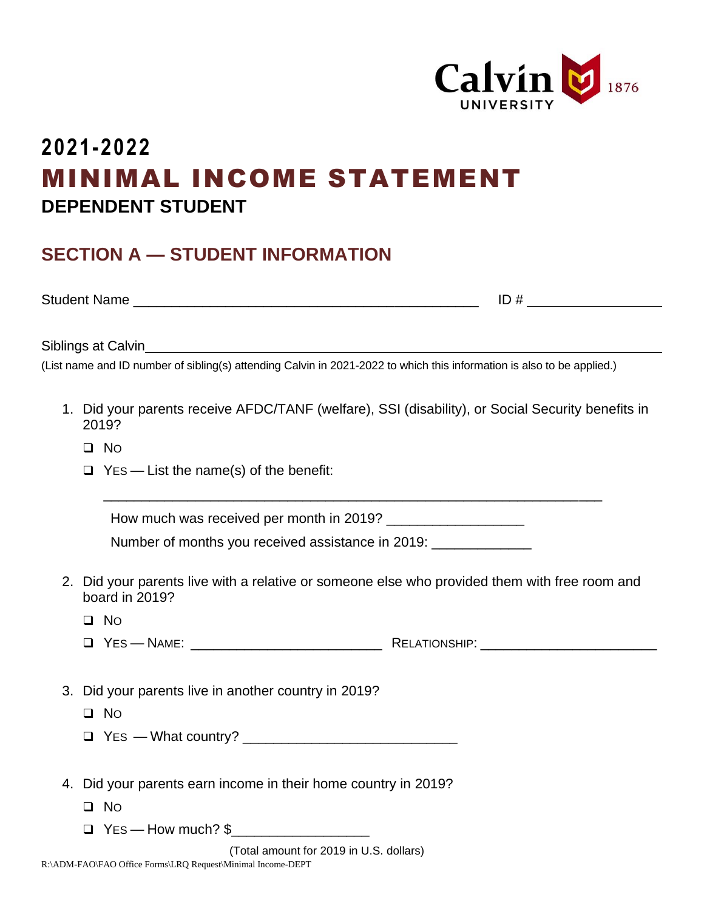Calvin UNIVERSITY 1876

# 2021-2022
# MINIMAL INCOME STATEMENT
## DEPENDENT STUDENT

## SECTION A — STUDENT INFORMATION

Student Name ______________________________________________ ID # ___________________

Siblings at Calvin___________________________________________________________________

(List name and ID number of sibling(s) attending Calvin in 2021-2022 to which this information is also to be applied.)

1. Did your parents receive AFDC/TANF (welfare), SSI (disability), or Social Security benefits in 2019?
   - ❑ NO
   - ❑ YES — List the name(s) of the benefit:

   _________________________________________________________________

   How much was received per month in 2019? __________________

   Number of months you received assistance in 2019: _____________

2. Did your parents live with a relative or someone else who provided them with free room and board in 2019?
   - ❑ NO
   - ❑ YES — NAME: _________________________ RELATIONSHIP: _______________________

3. Did your parents live in another country in 2019?
   - ❑ NO
   - ❑ YES — What country? ____________________________

4. Did your parents earn income in their home country in 2019?
   - ❑ NO
   - ❑ YES — How much? $__________________

   (Total amount for 2019 in U.S. dollars)

R:\ADM-FAO\FAO Office Forms\LRQ Request\Minimal Income-DEPT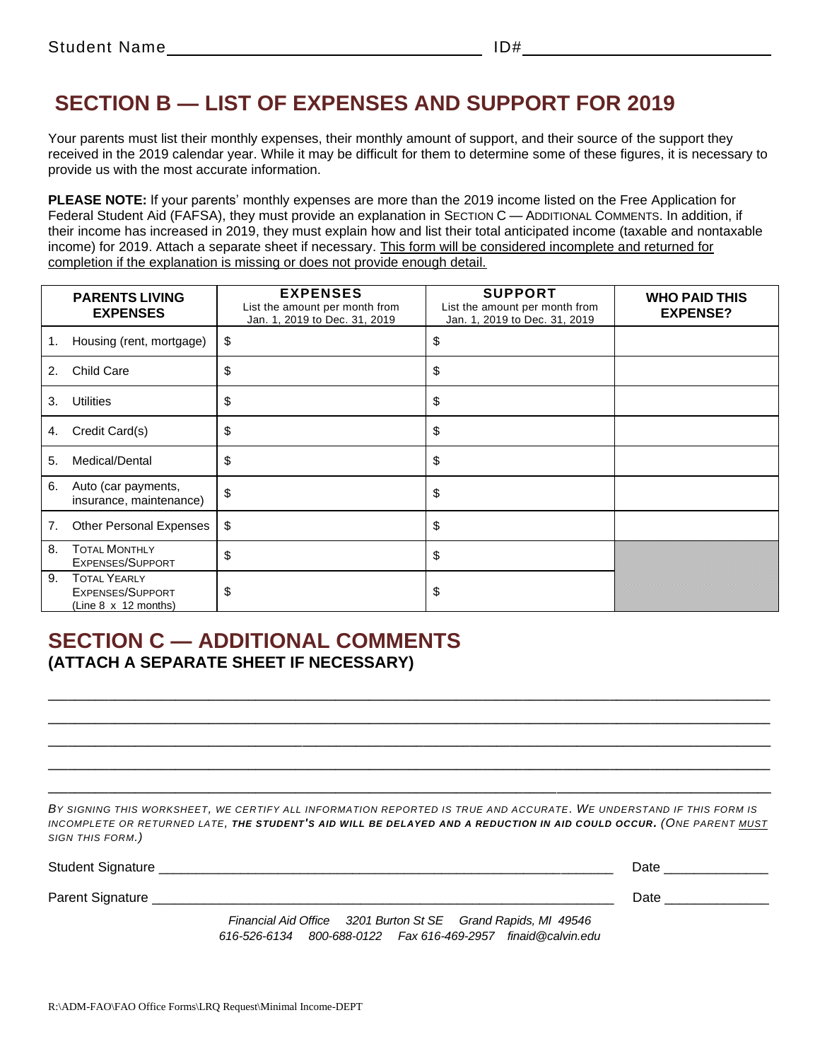Student Name ______________________ ID# ______________________

## SECTION B — LIST OF EXPENSES AND SUPPORT FOR 2019

Your parents must list their monthly expenses, their monthly amount of support, and their source of the support they received in the 2019 calendar year. While it may be difficult for them to determine some of these figures, it is necessary to provide us with the most accurate information.

**PLEASE NOTE:** If your parents' monthly expenses are more than the 2019 income listed on the Free Application for Federal Student Aid (FAFSA), they must provide an explanation in SECTION C — ADDITIONAL COMMENTS. In addition, if their income has increased in 2019, they must explain how and list their total anticipated income (taxable and nontaxable income) for 2019. Attach a separate sheet if necessary. This form will be considered incomplete and returned for completion if the explanation is missing or does not provide enough detail.

| PARENTS LIVING EXPENSES | EXPENSES List the amount per month from Jan. 1, 2019 to Dec. 31, 2019 | SUPPORT List the amount per month from Jan. 1, 2019 to Dec. 31, 2019 | WHO PAID THIS EXPENSE? |
|---|---|---|---|
| 1. Housing (rent, mortgage) | $ | $ | |
| 2. Child Care | $ | $ | |
| 3. Utilities | $ | $ | |
| 4. Credit Card(s) | $ | $ | |
| 5. Medical/Dental | $ | $ | |
| 6. Auto (car payments, insurance, maintenance) | $ | $ | |
| 7. Other Personal Expenses | $ | $ | |
| 8. TOTAL MONTHLY EXPENSES/SUPPORT | $ | $ | |
| 9. TOTAL YEARLY EXPENSES/SUPPORT (Line 8 x 12 months) | $ | $ | |

## SECTION C — ADDITIONAL COMMENTS
**(ATTACH A SEPARATE SHEET IF NECESSARY)**

______________________________________________________________________

______________________________________________________________________

______________________________________________________________________

______________________________________________________________________

______________________________________________________________________

*BY SIGNING THIS WORKSHEET, WE CERTIFY ALL INFORMATION REPORTED IS TRUE AND ACCURATE. WE UNDERSTAND IF THIS FORM IS INCOMPLETE OR RETURNED LATE,* ***THE STUDENT'S AID WILL BE DELAYED AND A REDUCTION IN AID COULD OCCUR.*** *(ONE PARENT MUST SIGN THIS FORM.)*

Student Signature ______________________________________________ Date ______________

Parent Signature _______________________________________________ Date ______________

*Financial Aid Office 3201 Burton St SE Grand Rapids, MI 49546*
*616-526-6134 800-688-0122 Fax 616-469-2957 finaid@calvin.edu*

R:\ADM-FAO\FAO Office Forms\LRQ Request\Minimal Income-DEPT